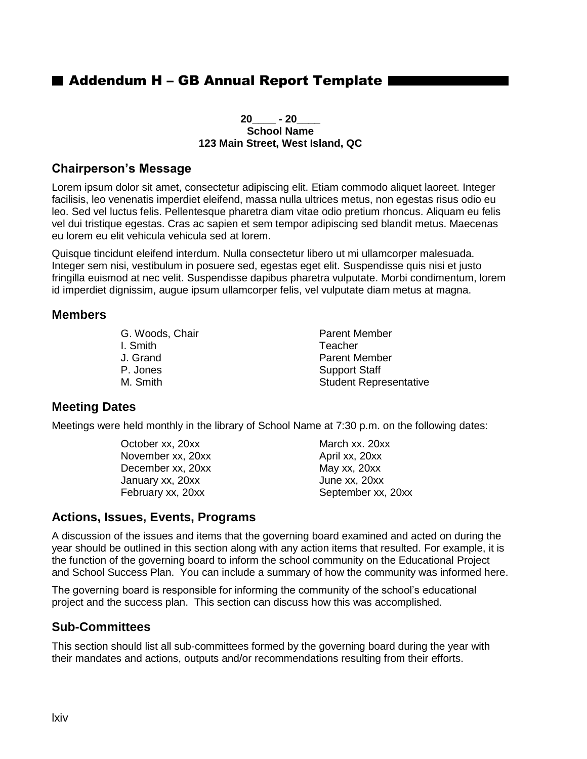# Addendum H – GB Annual Report Template

**20____ - 20____**
**School Name**
**123 Main Street, West Island, QC**

## Chairperson's Message

Lorem ipsum dolor sit amet, consectetur adipiscing elit. Etiam commodo aliquet laoreet. Integer facilisis, leo venenatis imperdiet eleifend, massa nulla ultrices metus, non egestas risus odio eu leo. Sed vel luctus felis. Pellentesque pharetra diam vitae odio pretium rhoncus. Aliquam eu felis vel dui tristique egestas. Cras ac sapien et sem tempor adipiscing sed blandit metus. Maecenas eu lorem eu elit vehicula vehicula sed at lorem.

Quisque tincidunt eleifend interdum. Nulla consectetur libero ut mi ullamcorper malesuada. Integer sem nisi, vestibulum in posuere sed, egestas eget elit. Suspendisse quis nisi et justo fringilla euismod at nec velit. Suspendisse dapibus pharetra vulputate. Morbi condimentum, lorem id imperdiet dignissim, augue ipsum ullamcorper felis, vel vulputate diam metus at magna.

## Members

| | |
|---|---|
| G. Woods, Chair | Parent Member |
| I. Smith | Teacher |
| J. Grand | Parent Member |
| P. Jones | Support Staff |
| M. Smith | Student Representative |

## Meeting Dates

Meetings were held monthly in the library of School Name at 7:30 p.m. on the following dates:

| | |
|---|---|
| October xx, 20xx | March xx. 20xx |
| November xx, 20xx | April xx, 20xx |
| December xx, 20xx | May xx, 20xx |
| January xx, 20xx | June xx, 20xx |
| February xx, 20xx | September xx, 20xx |

## Actions, Issues, Events, Programs

A discussion of the issues and items that the governing board examined and acted on during the year should be outlined in this section along with any action items that resulted. For example, it is the function of the governing board to inform the school community on the Educational Project and School Success Plan. You can include a summary of how the community was informed here.

The governing board is responsible for informing the community of the school's educational project and the success plan. This section can discuss how this was accomplished.

## Sub-Committees

This section should list all sub-committees formed by the governing board during the year with their mandates and actions, outputs and/or recommendations resulting from their efforts.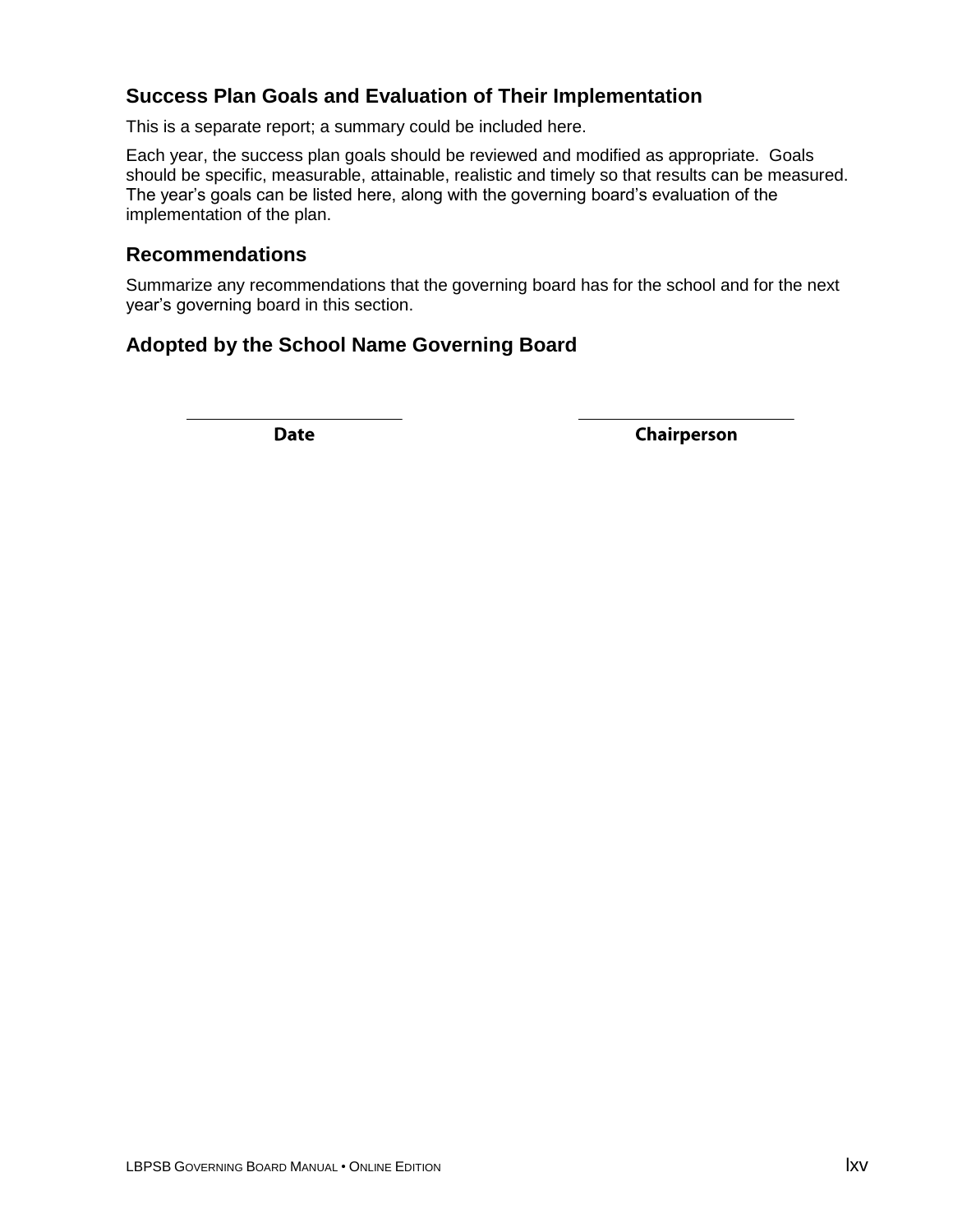## Success Plan Goals and Evaluation of Their Implementation

This is a separate report; a summary could be included here.

Each year, the success plan goals should be reviewed and modified as appropriate. Goals should be specific, measurable, attainable, realistic and timely so that results can be measured. The year's goals can be listed here, along with the governing board's evaluation of the implementation of the plan.

## Recommendations

Summarize any recommendations that the governing board has for the school and for the next year's governing board in this section.

## Adopted by the School Name Governing Board

| | |
|---|---|
| ______________________ | ______________________ |
| **Date** | **Chairperson** |